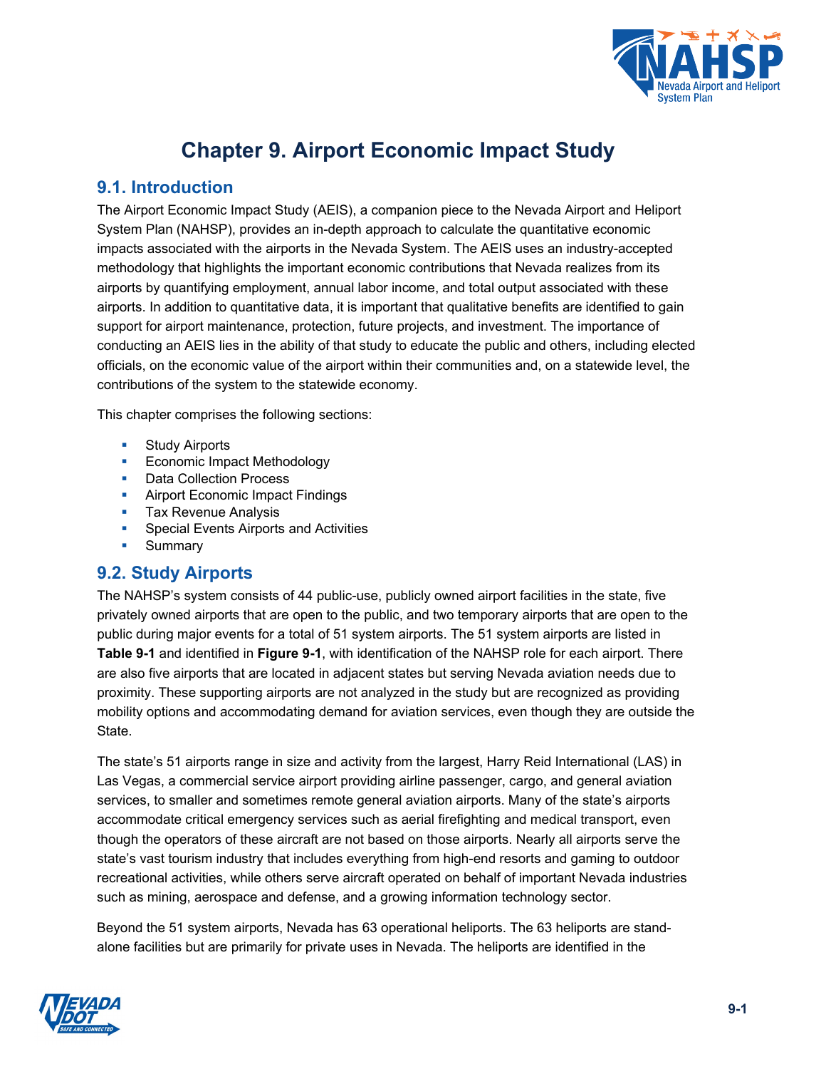# Chapter 9. Airport Economic Impact Study

## 9.1. Introduction

The Airport Economic Impact Study (AEIS), a companion piece to the Nevada Airport and Heliport System Plan (NAHSP), provides an in-depth approach to calculate the quantitative economic impacts associated with the airports in the Nevada System. The AEIS uses an industry-accepted methodology that highlights the important economic contributions that Nevada realizes from its airports by quantifying employment, annual labor income, and total output associated with these airports. In addition to quantitative data, it is important that qualitative benefits are identified to gain support for airport maintenance, protection, future projects, and investment. The importance of conducting an AEIS lies in the ability of that study to educate the public and others, including elected officials, on the economic value of the airport within their communities and, on a statewide level, the contributions of the system to the statewide economy.

This chapter comprises the following sections:

- Study Airports
- Economic Impact Methodology
- Data Collection Process
- Airport Economic Impact Findings
- Tax Revenue Analysis
- Special Events Airports and Activities
- Summary

## 9.2. Study Airports

The NAHSP's system consists of 44 public-use, publicly owned airport facilities in the state, five privately owned airports that are open to the public, and two temporary airports that are open to the public during major events for a total of 51 system airports. The 51 system airports are listed in **Table 9-1** and identified in **Figure 9-1**, with identification of the NAHSP role for each airport. There are also five airports that are located in adjacent states but serving Nevada aviation needs due to proximity. These supporting airports are not analyzed in the study but are recognized as providing mobility options and accommodating demand for aviation services, even though they are outside the State.

The state's 51 airports range in size and activity from the largest, Harry Reid International (LAS) in Las Vegas, a commercial service airport providing airline passenger, cargo, and general aviation services, to smaller and sometimes remote general aviation airports. Many of the state's airports accommodate critical emergency services such as aerial firefighting and medical transport, even though the operators of these aircraft are not based on those airports. Nearly all airports serve the state's vast tourism industry that includes everything from high-end resorts and gaming to outdoor recreational activities, while others serve aircraft operated on behalf of important Nevada industries such as mining, aerospace and defense, and a growing information technology sector.

Beyond the 51 system airports, Nevada has 63 operational heliports. The 63 heliports are stand-alone facilities but are primarily for private uses in Nevada. The heliports are identified in the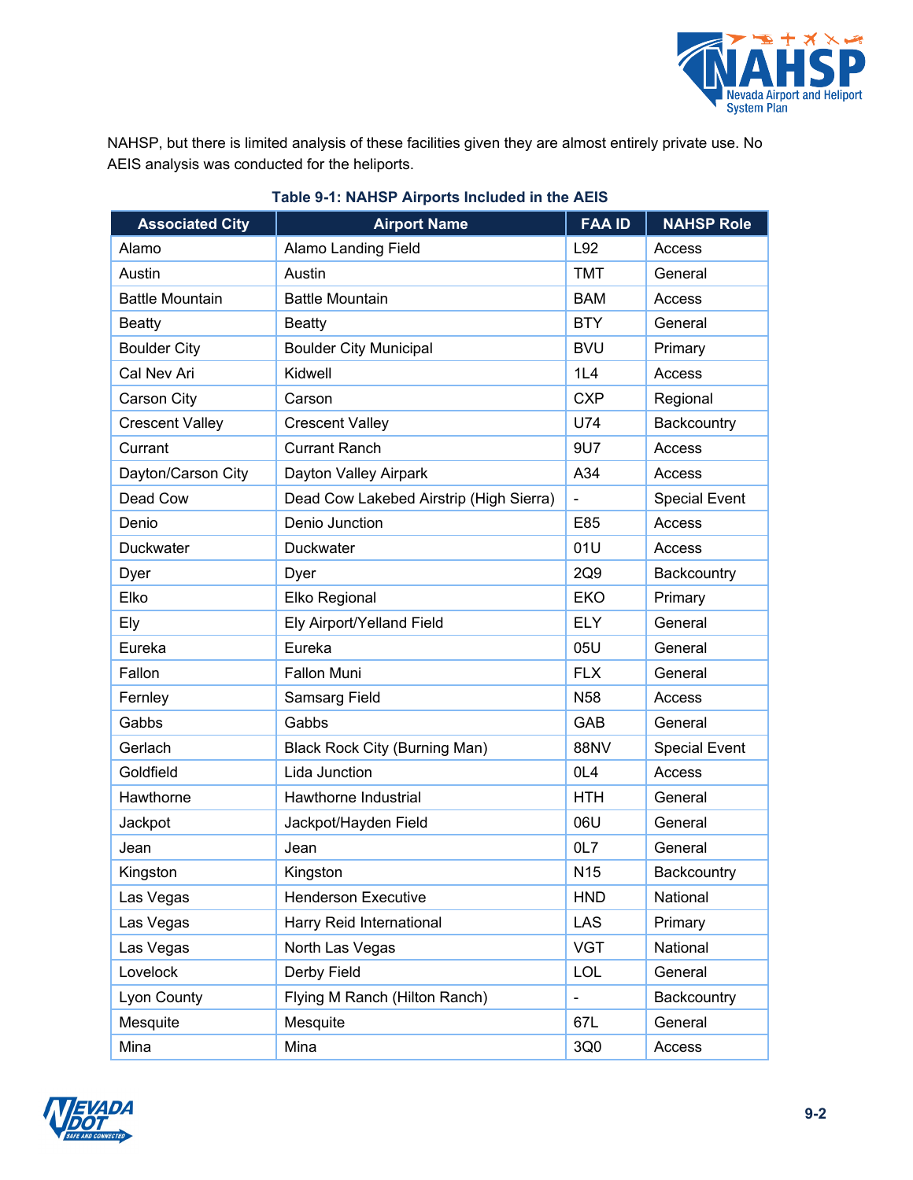NAHSP, but there is limited analysis of these facilities given they are almost entirely private use. No AEIS analysis was conducted for the heliports.

**Table 9-1: NAHSP Airports Included in the AEIS**

| Associated City | Airport Name | FAA ID | NAHSP Role |
|---|---|---|---|
| Alamo | Alamo Landing Field | L92 | Access |
| Austin | Austin | TMT | General |
| Battle Mountain | Battle Mountain | BAM | Access |
| Beatty | Beatty | BTY | General |
| Boulder City | Boulder City Municipal | BVU | Primary |
| Cal Nev Ari | Kidwell | 1L4 | Access |
| Carson City | Carson | CXP | Regional |
| Crescent Valley | Crescent Valley | U74 | Backcountry |
| Currant | Currant Ranch | 9U7 | Access |
| Dayton/Carson City | Dayton Valley Airpark | A34 | Access |
| Dead Cow | Dead Cow Lakebed Airstrip (High Sierra) | - | Special Event |
| Denio | Denio Junction | E85 | Access |
| Duckwater | Duckwater | 01U | Access |
| Dyer | Dyer | 2Q9 | Backcountry |
| Elko | Elko Regional | EKO | Primary |
| Ely | Ely Airport/Yelland Field | ELY | General |
| Eureka | Eureka | 05U | General |
| Fallon | Fallon Muni | FLX | General |
| Fernley | Samsarg Field | N58 | Access |
| Gabbs | Gabbs | GAB | General |
| Gerlach | Black Rock City (Burning Man) | 88NV | Special Event |
| Goldfield | Lida Junction | 0L4 | Access |
| Hawthorne | Hawthorne Industrial | HTH | General |
| Jackpot | Jackpot/Hayden Field | 06U | General |
| Jean | Jean | 0L7 | General |
| Kingston | Kingston | N15 | Backcountry |
| Las Vegas | Henderson Executive | HND | National |
| Las Vegas | Harry Reid International | LAS | Primary |
| Las Vegas | North Las Vegas | VGT | National |
| Lovelock | Derby Field | LOL | General |
| Lyon County | Flying M Ranch (Hilton Ranch) | - | Backcountry |
| Mesquite | Mesquite | 67L | General |
| Mina | Mina | 3Q0 | Access |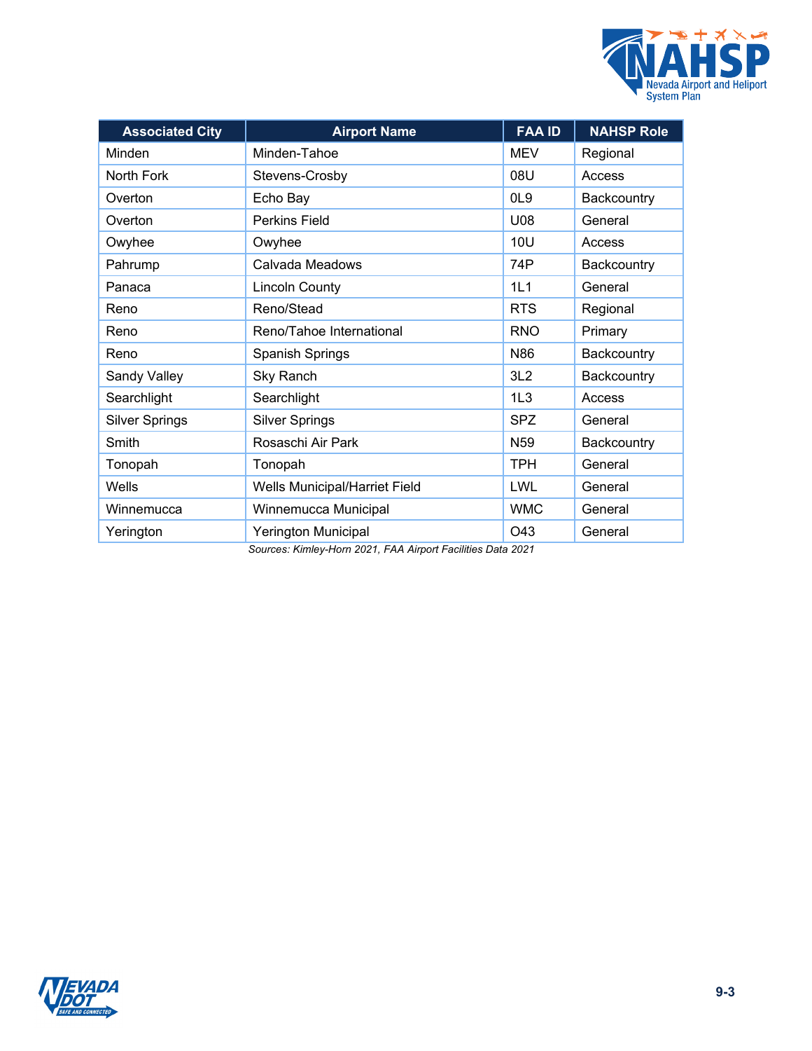| Associated City | Airport Name | FAA ID | NAHSP Role |
|---|---|---|---|
| Minden | Minden-Tahoe | MEV | Regional |
| North Fork | Stevens-Crosby | 08U | Access |
| Overton | Echo Bay | 0L9 | Backcountry |
| Overton | Perkins Field | U08 | General |
| Owyhee | Owyhee | 10U | Access |
| Pahrump | Calvada Meadows | 74P | Backcountry |
| Panaca | Lincoln County | 1L1 | General |
| Reno | Reno/Stead | RTS | Regional |
| Reno | Reno/Tahoe International | RNO | Primary |
| Reno | Spanish Springs | N86 | Backcountry |
| Sandy Valley | Sky Ranch | 3L2 | Backcountry |
| Searchlight | Searchlight | 1L3 | Access |
| Silver Springs | Silver Springs | SPZ | General |
| Smith | Rosaschi Air Park | N59 | Backcountry |
| Tonopah | Tonopah | TPH | General |
| Wells | Wells Municipal/Harriet Field | LWL | General |
| Winnemucca | Winnemucca Municipal | WMC | General |
| Yerington | Yerington Municipal | O43 | General |

*Sources: Kimley-Horn 2021, FAA Airport Facilities Data 2021*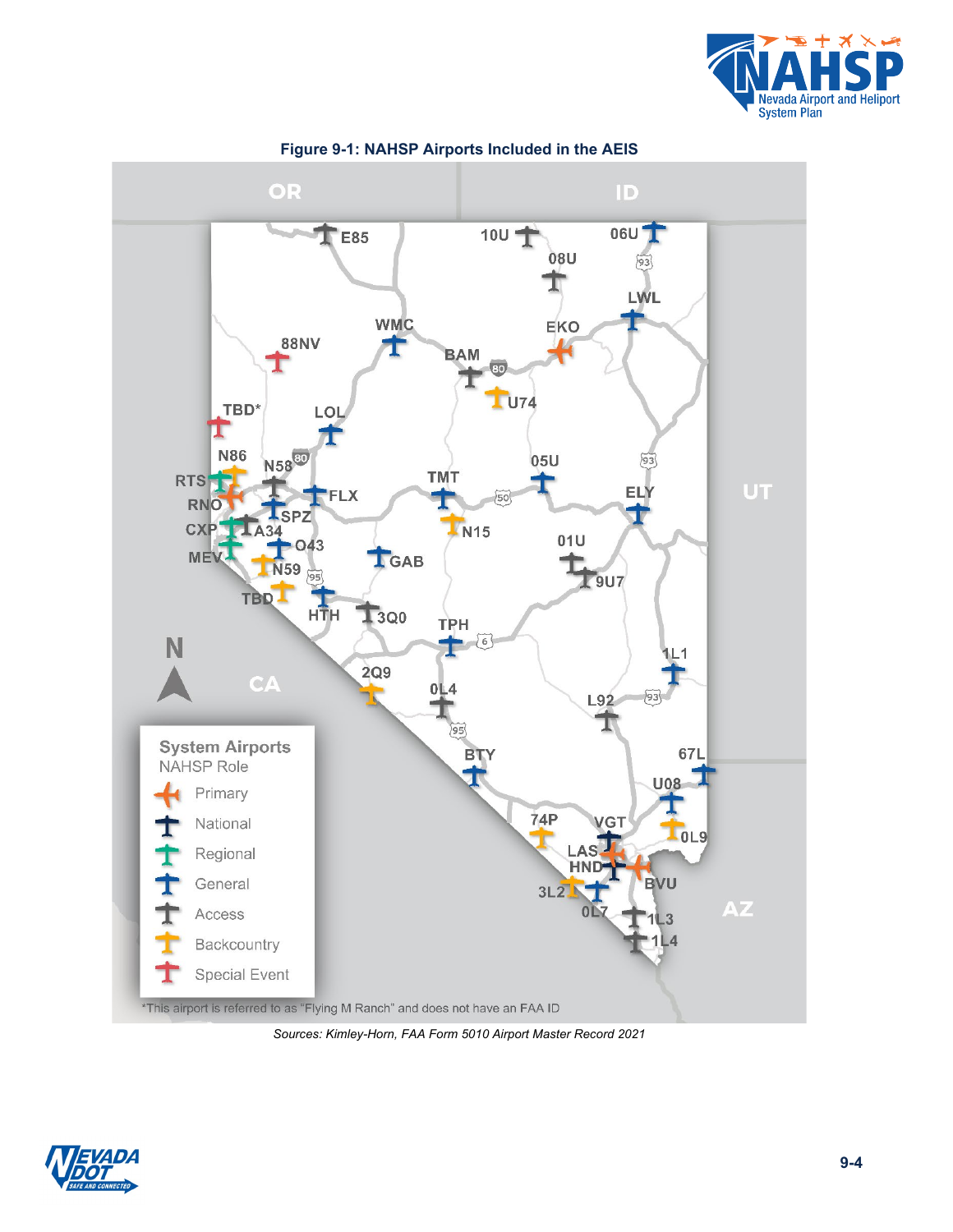**Figure 9-1: NAHSP Airports Included in the AEIS**

*This airport is referred to as "Flying M Ranch" and does not have an FAA ID

*Sources: Kimley-Horn, FAA Form 5010 Airport Master Record 2021*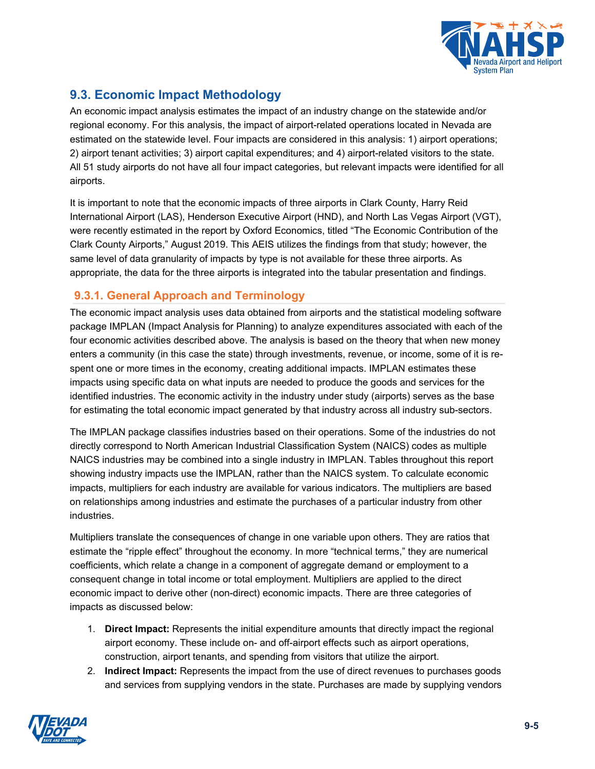## 9.3. Economic Impact Methodology

An economic impact analysis estimates the impact of an industry change on the statewide and/or regional economy. For this analysis, the impact of airport-related operations located in Nevada are estimated on the statewide level. Four impacts are considered in this analysis: 1) airport operations; 2) airport tenant activities; 3) airport capital expenditures; and 4) airport-related visitors to the state. All 51 study airports do not have all four impact categories, but relevant impacts were identified for all airports.

It is important to note that the economic impacts of three airports in Clark County, Harry Reid International Airport (LAS), Henderson Executive Airport (HND), and North Las Vegas Airport (VGT), were recently estimated in the report by Oxford Economics, titled "The Economic Contribution of the Clark County Airports," August 2019. This AEIS utilizes the findings from that study; however, the same level of data granularity of impacts by type is not available for these three airports. As appropriate, the data for the three airports is integrated into the tabular presentation and findings.

### 9.3.1. General Approach and Terminology

The economic impact analysis uses data obtained from airports and the statistical modeling software package IMPLAN (Impact Analysis for Planning) to analyze expenditures associated with each of the four economic activities described above. The analysis is based on the theory that when new money enters a community (in this case the state) through investments, revenue, or income, some of it is re-spent one or more times in the economy, creating additional impacts. IMPLAN estimates these impacts using specific data on what inputs are needed to produce the goods and services for the identified industries. The economic activity in the industry under study (airports) serves as the base for estimating the total economic impact generated by that industry across all industry sub-sectors.

The IMPLAN package classifies industries based on their operations. Some of the industries do not directly correspond to North American Industrial Classification System (NAICS) codes as multiple NAICS industries may be combined into a single industry in IMPLAN. Tables throughout this report showing industry impacts use the IMPLAN, rather than the NAICS system. To calculate economic impacts, multipliers for each industry are available for various indicators. The multipliers are based on relationships among industries and estimate the purchases of a particular industry from other industries.

Multipliers translate the consequences of change in one variable upon others. They are ratios that estimate the "ripple effect" throughout the economy. In more "technical terms," they are numerical coefficients, which relate a change in a component of aggregate demand or employment to a consequent change in total income or total employment. Multipliers are applied to the direct economic impact to derive other (non-direct) economic impacts. There are three categories of impacts as discussed below:

1. **Direct Impact:** Represents the initial expenditure amounts that directly impact the regional airport economy. These include on- and off-airport effects such as airport operations, construction, airport tenants, and spending from visitors that utilize the airport.
2. **Indirect Impact:** Represents the impact from the use of direct revenues to purchases goods and services from supplying vendors in the state. Purchases are made by supplying vendors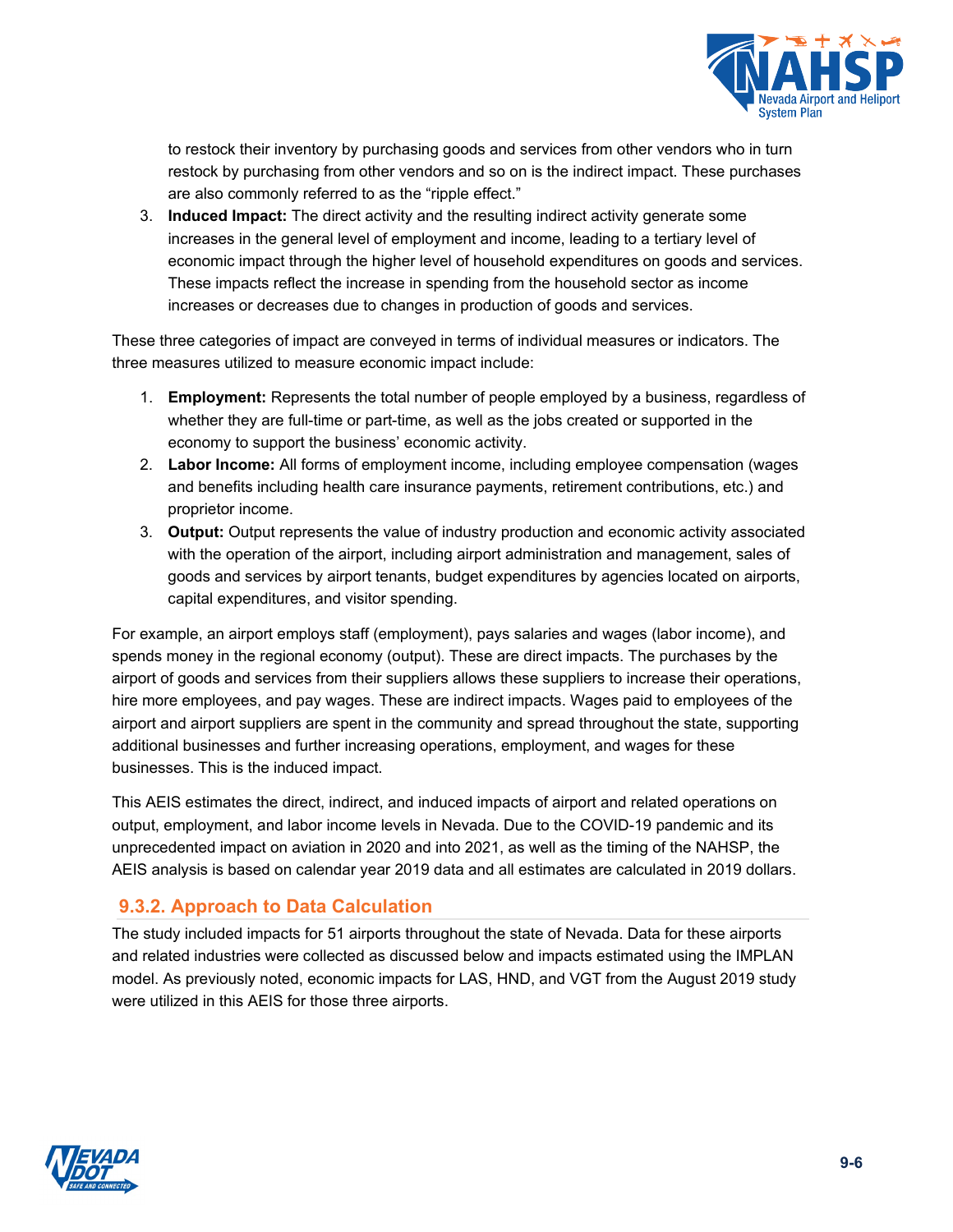to restock their inventory by purchasing goods and services from other vendors who in turn restock by purchasing from other vendors and so on is the indirect impact. These purchases are also commonly referred to as the "ripple effect."

3. **Induced Impact:** The direct activity and the resulting indirect activity generate some increases in the general level of employment and income, leading to a tertiary level of economic impact through the higher level of household expenditures on goods and services. These impacts reflect the increase in spending from the household sector as income increases or decreases due to changes in production of goods and services.

These three categories of impact are conveyed in terms of individual measures or indicators. The three measures utilized to measure economic impact include:

1. **Employment:** Represents the total number of people employed by a business, regardless of whether they are full-time or part-time, as well as the jobs created or supported in the economy to support the business' economic activity.
2. **Labor Income:** All forms of employment income, including employee compensation (wages and benefits including health care insurance payments, retirement contributions, etc.) and proprietor income.
3. **Output:** Output represents the value of industry production and economic activity associated with the operation of the airport, including airport administration and management, sales of goods and services by airport tenants, budget expenditures by agencies located on airports, capital expenditures, and visitor spending.

For example, an airport employs staff (employment), pays salaries and wages (labor income), and spends money in the regional economy (output). These are direct impacts. The purchases by the airport of goods and services from their suppliers allows these suppliers to increase their operations, hire more employees, and pay wages. These are indirect impacts. Wages paid to employees of the airport and airport suppliers are spent in the community and spread throughout the state, supporting additional businesses and further increasing operations, employment, and wages for these businesses. This is the induced impact.

This AEIS estimates the direct, indirect, and induced impacts of airport and related operations on output, employment, and labor income levels in Nevada. Due to the COVID-19 pandemic and its unprecedented impact on aviation in 2020 and into 2021, as well as the timing of the NAHSP, the AEIS analysis is based on calendar year 2019 data and all estimates are calculated in 2019 dollars.

### 9.3.2. Approach to Data Calculation

The study included impacts for 51 airports throughout the state of Nevada. Data for these airports and related industries were collected as discussed below and impacts estimated using the IMPLAN model. As previously noted, economic impacts for LAS, HND, and VGT from the August 2019 study were utilized in this AEIS for those three airports.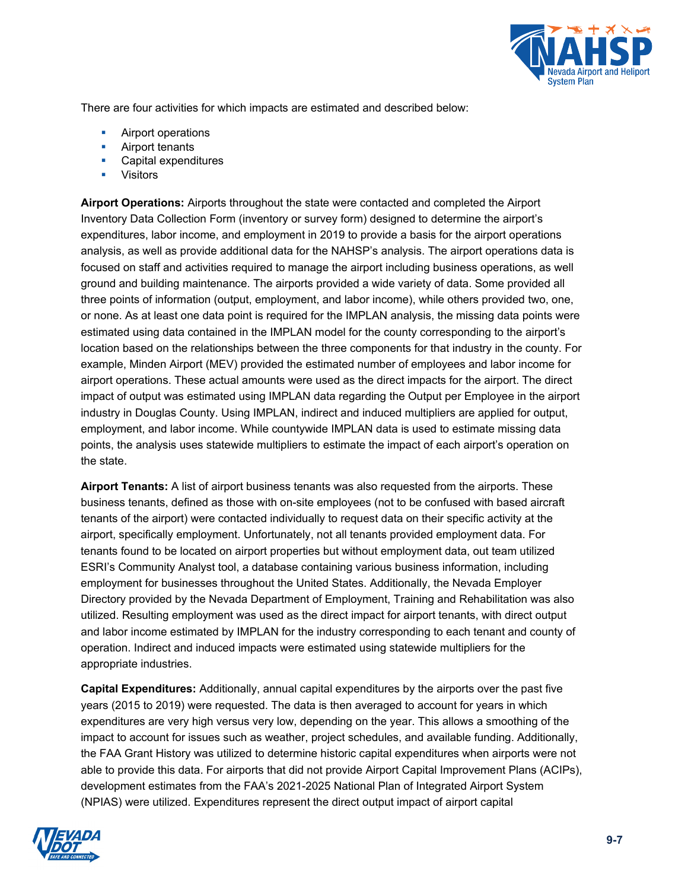There are four activities for which impacts are estimated and described below:

- Airport operations
- Airport tenants
- Capital expenditures
- Visitors

**Airport Operations:** Airports throughout the state were contacted and completed the Airport Inventory Data Collection Form (inventory or survey form) designed to determine the airport's expenditures, labor income, and employment in 2019 to provide a basis for the airport operations analysis, as well as provide additional data for the NAHSP's analysis. The airport operations data is focused on staff and activities required to manage the airport including business operations, as well ground and building maintenance. The airports provided a wide variety of data. Some provided all three points of information (output, employment, and labor income), while others provided two, one, or none. As at least one data point is required for the IMPLAN analysis, the missing data points were estimated using data contained in the IMPLAN model for the county corresponding to the airport's location based on the relationships between the three components for that industry in the county. For example, Minden Airport (MEV) provided the estimated number of employees and labor income for airport operations. These actual amounts were used as the direct impacts for the airport. The direct impact of output was estimated using IMPLAN data regarding the Output per Employee in the airport industry in Douglas County. Using IMPLAN, indirect and induced multipliers are applied for output, employment, and labor income. While countywide IMPLAN data is used to estimate missing data points, the analysis uses statewide multipliers to estimate the impact of each airport's operation on the state.

**Airport Tenants:** A list of airport business tenants was also requested from the airports. These business tenants, defined as those with on-site employees (not to be confused with based aircraft tenants of the airport) were contacted individually to request data on their specific activity at the airport, specifically employment. Unfortunately, not all tenants provided employment data. For tenants found to be located on airport properties but without employment data, out team utilized ESRI's Community Analyst tool, a database containing various business information, including employment for businesses throughout the United States. Additionally, the Nevada Employer Directory provided by the Nevada Department of Employment, Training and Rehabilitation was also utilized. Resulting employment was used as the direct impact for airport tenants, with direct output and labor income estimated by IMPLAN for the industry corresponding to each tenant and county of operation. Indirect and induced impacts were estimated using statewide multipliers for the appropriate industries.

**Capital Expenditures:** Additionally, annual capital expenditures by the airports over the past five years (2015 to 2019) were requested. The data is then averaged to account for years in which expenditures are very high versus very low, depending on the year. This allows a smoothing of the impact to account for issues such as weather, project schedules, and available funding. Additionally, the FAA Grant History was utilized to determine historic capital expenditures when airports were not able to provide this data. For airports that did not provide Airport Capital Improvement Plans (ACIPs), development estimates from the FAA's 2021-2025 National Plan of Integrated Airport System (NPIAS) were utilized. Expenditures represent the direct output impact of airport capital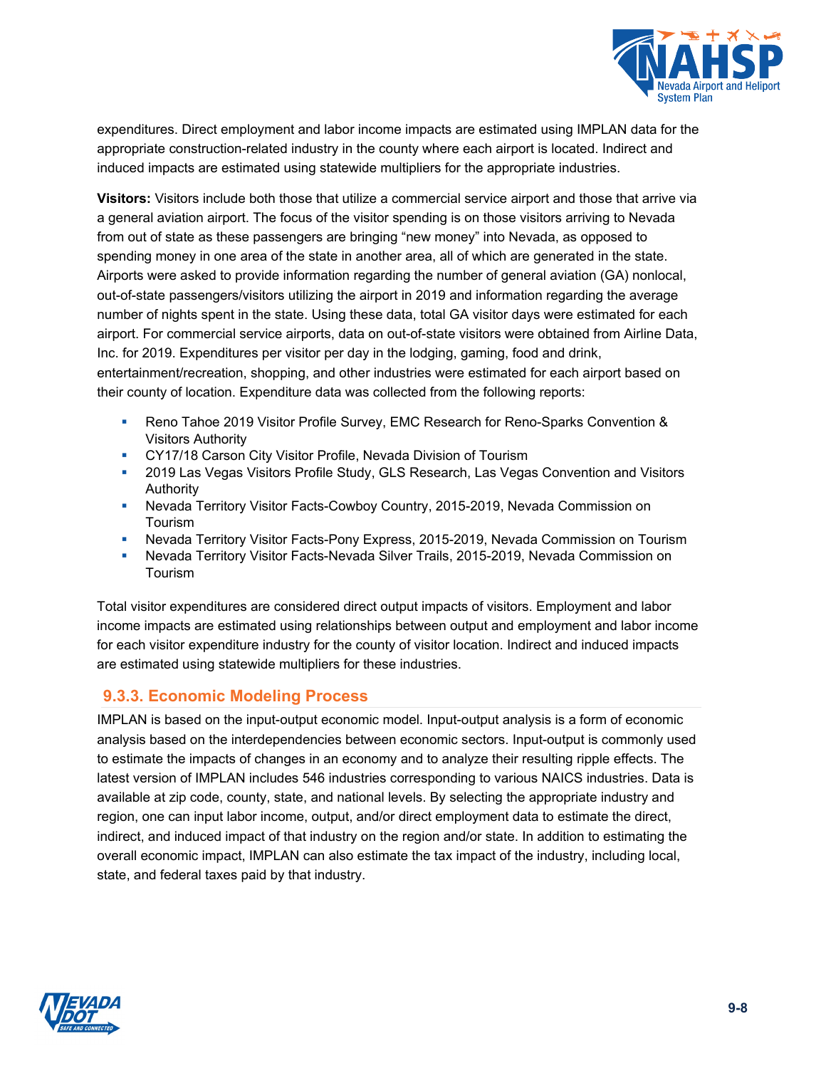expenditures. Direct employment and labor income impacts are estimated using IMPLAN data for the appropriate construction-related industry in the county where each airport is located. Indirect and induced impacts are estimated using statewide multipliers for the appropriate industries.

**Visitors:** Visitors include both those that utilize a commercial service airport and those that arrive via a general aviation airport. The focus of the visitor spending is on those visitors arriving to Nevada from out of state as these passengers are bringing "new money" into Nevada, as opposed to spending money in one area of the state in another area, all of which are generated in the state. Airports were asked to provide information regarding the number of general aviation (GA) nonlocal, out-of-state passengers/visitors utilizing the airport in 2019 and information regarding the average number of nights spent in the state. Using these data, total GA visitor days were estimated for each airport. For commercial service airports, data on out-of-state visitors were obtained from Airline Data, Inc. for 2019. Expenditures per visitor per day in the lodging, gaming, food and drink, entertainment/recreation, shopping, and other industries were estimated for each airport based on their county of location. Expenditure data was collected from the following reports:

- Reno Tahoe 2019 Visitor Profile Survey, EMC Research for Reno-Sparks Convention & Visitors Authority
- CY17/18 Carson City Visitor Profile, Nevada Division of Tourism
- 2019 Las Vegas Visitors Profile Study, GLS Research, Las Vegas Convention and Visitors Authority
- Nevada Territory Visitor Facts-Cowboy Country, 2015-2019, Nevada Commission on Tourism
- Nevada Territory Visitor Facts-Pony Express, 2015-2019, Nevada Commission on Tourism
- Nevada Territory Visitor Facts-Nevada Silver Trails, 2015-2019, Nevada Commission on Tourism

Total visitor expenditures are considered direct output impacts of visitors. Employment and labor income impacts are estimated using relationships between output and employment and labor income for each visitor expenditure industry for the county of visitor location. Indirect and induced impacts are estimated using statewide multipliers for these industries.

### 9.3.3. Economic Modeling Process

IMPLAN is based on the input-output economic model. Input-output analysis is a form of economic analysis based on the interdependencies between economic sectors. Input-output is commonly used to estimate the impacts of changes in an economy and to analyze their resulting ripple effects. The latest version of IMPLAN includes 546 industries corresponding to various NAICS industries. Data is available at zip code, county, state, and national levels. By selecting the appropriate industry and region, one can input labor income, output, and/or direct employment data to estimate the direct, indirect, and induced impact of that industry on the region and/or state. In addition to estimating the overall economic impact, IMPLAN can also estimate the tax impact of the industry, including local, state, and federal taxes paid by that industry.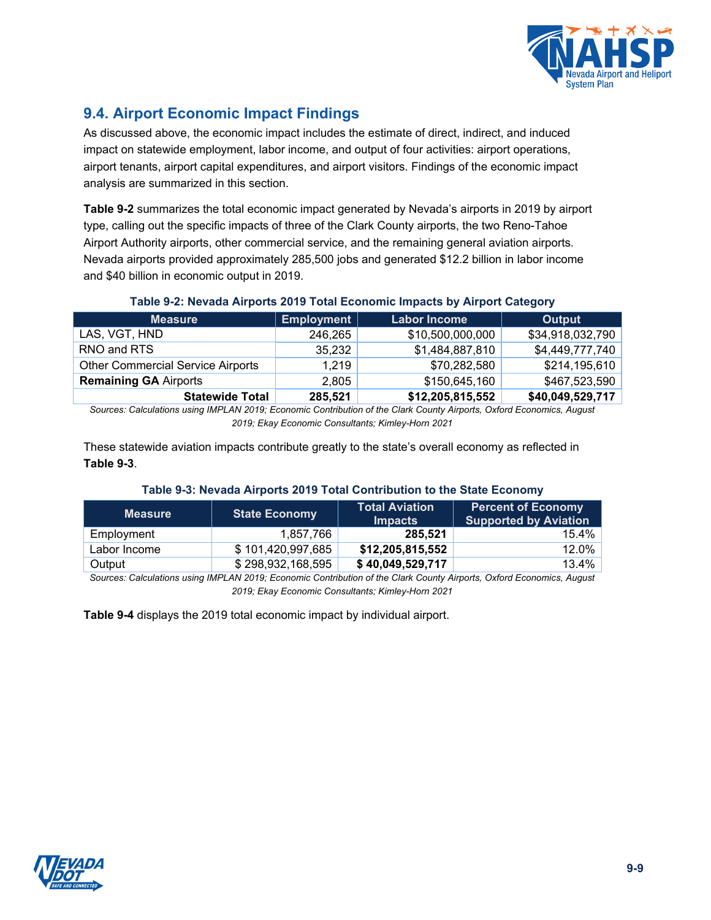## 9.4. Airport Economic Impact Findings

As discussed above, the economic impact includes the estimate of direct, indirect, and induced impact on statewide employment, labor income, and output of four activities: airport operations, airport tenants, airport capital expenditures, and airport visitors. Findings of the economic impact analysis are summarized in this section.

**Table 9-2** summarizes the total economic impact generated by Nevada's airports in 2019 by airport type, calling out the specific impacts of three of the Clark County airports, the two Reno-Tahoe Airport Authority airports, other commercial service, and the remaining general aviation airports. Nevada airports provided approximately 285,500 jobs and generated $12.2 billion in labor income and $40 billion in economic output in 2019.

**Table 9-2: Nevada Airports 2019 Total Economic Impacts by Airport Category**

| Measure | Employment | Labor Income | Output |
|---|---|---|---|
| LAS, VGT, HND | 246,265 | $10,500,000,000 | $34,918,032,790 |
| RNO and RTS | 35,232 | $1,484,887,810 | $4,449,777,740 |
| Other Commercial Service Airports | 1,219 | $70,282,580 | $214,195,610 |
| **Remaining GA** Airports | 2,805 | $150,645,160 | $467,523,590 |
| **Statewide Total** | **285,521** | **$12,205,815,552** | **$40,049,529,717** |

*Sources: Calculations using IMPLAN 2019; Economic Contribution of the Clark County Airports, Oxford Economics, August 2019; Ekay Economic Consultants; Kimley-Horn 2021*

These statewide aviation impacts contribute greatly to the state's overall economy as reflected in **Table 9-3**.

**Table 9-3: Nevada Airports 2019 Total Contribution to the State Economy**

| Measure | State Economy | Total Aviation Impacts | Percent of Economy Supported by Aviation |
|---|---|---|---|
| Employment | 1,857,766 | **285,521** | 15.4% |
| Labor Income | $ 101,420,997,685 | **$12,205,815,552** | 12.0% |
| Output | $ 298,932,168,595 | **$ 40,049,529,717** | 13.4% |

*Sources: Calculations using IMPLAN 2019; Economic Contribution of the Clark County Airports, Oxford Economics, August 2019; Ekay Economic Consultants; Kimley-Horn 2021*

**Table 9-4** displays the 2019 total economic impact by individual airport.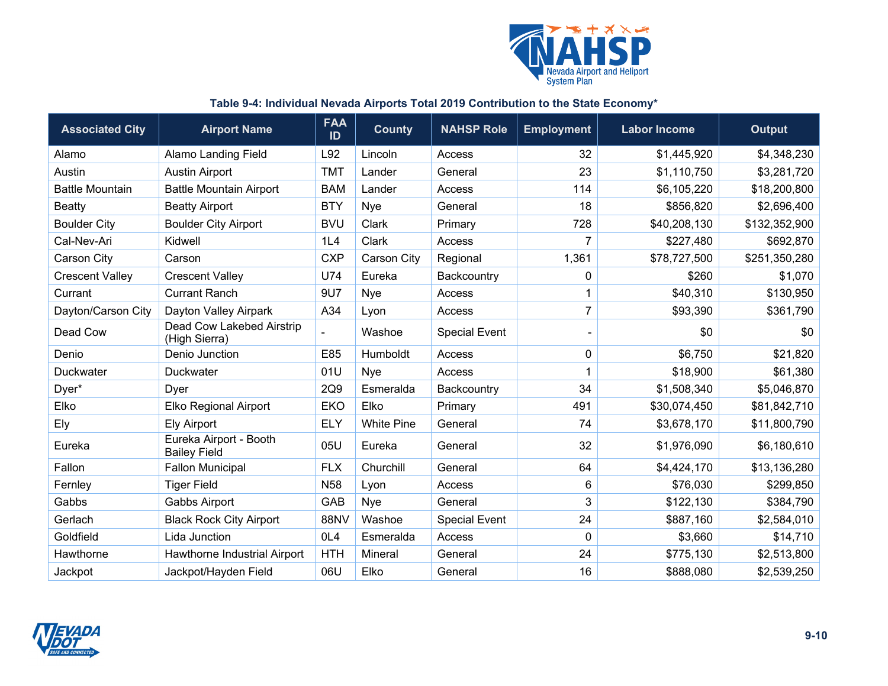**Table 9-4: Individual Nevada Airports Total 2019 Contribution to the State Economy***

| Associated City | Airport Name | FAA ID | County | NAHSP Role | Employment | Labor Income | Output |
|---|---|---|---|---|---|---|---|
| Alamo | Alamo Landing Field | L92 | Lincoln | Access | 32 | $1,445,920 | $4,348,230 |
| Austin | Austin Airport | TMT | Lander | General | 23 | $1,110,750 | $3,281,720 |
| Battle Mountain | Battle Mountain Airport | BAM | Lander | Access | 114 | $6,105,220 | $18,200,800 |
| Beatty | Beatty Airport | BTY | Nye | General | 18 | $856,820 | $2,696,400 |
| Boulder City | Boulder City Airport | BVU | Clark | Primary | 728 | $40,208,130 | $132,352,900 |
| Cal-Nev-Ari | Kidwell | 1L4 | Clark | Access | 7 | $227,480 | $692,870 |
| Carson City | Carson | CXP | Carson City | Regional | 1,361 | $78,727,500 | $251,350,280 |
| Crescent Valley | Crescent Valley | U74 | Eureka | Backcountry | 0 | $260 | $1,070 |
| Currant | Currant Ranch | 9U7 | Nye | Access | 1 | $40,310 | $130,950 |
| Dayton/Carson City | Dayton Valley Airpark | A34 | Lyon | Access | 7 | $93,390 | $361,790 |
| Dead Cow | Dead Cow Lakebed Airstrip (High Sierra) | - | Washoe | Special Event | - | $0 | $0 |
| Denio | Denio Junction | E85 | Humboldt | Access | 0 | $6,750 | $21,820 |
| Duckwater | Duckwater | 01U | Nye | Access | 1 | $18,900 | $61,380 |
| Dyer* | Dyer | 2Q9 | Esmeralda | Backcountry | 34 | $1,508,340 | $5,046,870 |
| Elko | Elko Regional Airport | EKO | Elko | Primary | 491 | $30,074,450 | $81,842,710 |
| Ely | Ely Airport | ELY | White Pine | General | 74 | $3,678,170 | $11,800,790 |
| Eureka | Eureka Airport - Booth Bailey Field | 05U | Eureka | General | 32 | $1,976,090 | $6,180,610 |
| Fallon | Fallon Municipal | FLX | Churchill | General | 64 | $4,424,170 | $13,136,280 |
| Fernley | Tiger Field | N58 | Lyon | Access | 6 | $76,030 | $299,850 |
| Gabbs | Gabbs Airport | GAB | Nye | General | 3 | $122,130 | $384,790 |
| Gerlach | Black Rock City Airport | 88NV | Washoe | Special Event | 24 | $887,160 | $2,584,010 |
| Goldfield | Lida Junction | 0L4 | Esmeralda | Access | 0 | $3,660 | $14,710 |
| Hawthorne | Hawthorne Industrial Airport | HTH | Mineral | General | 24 | $775,130 | $2,513,800 |
| Jackpot | Jackpot/Hayden Field | 06U | Elko | General | 16 | $888,080 | $2,539,250 |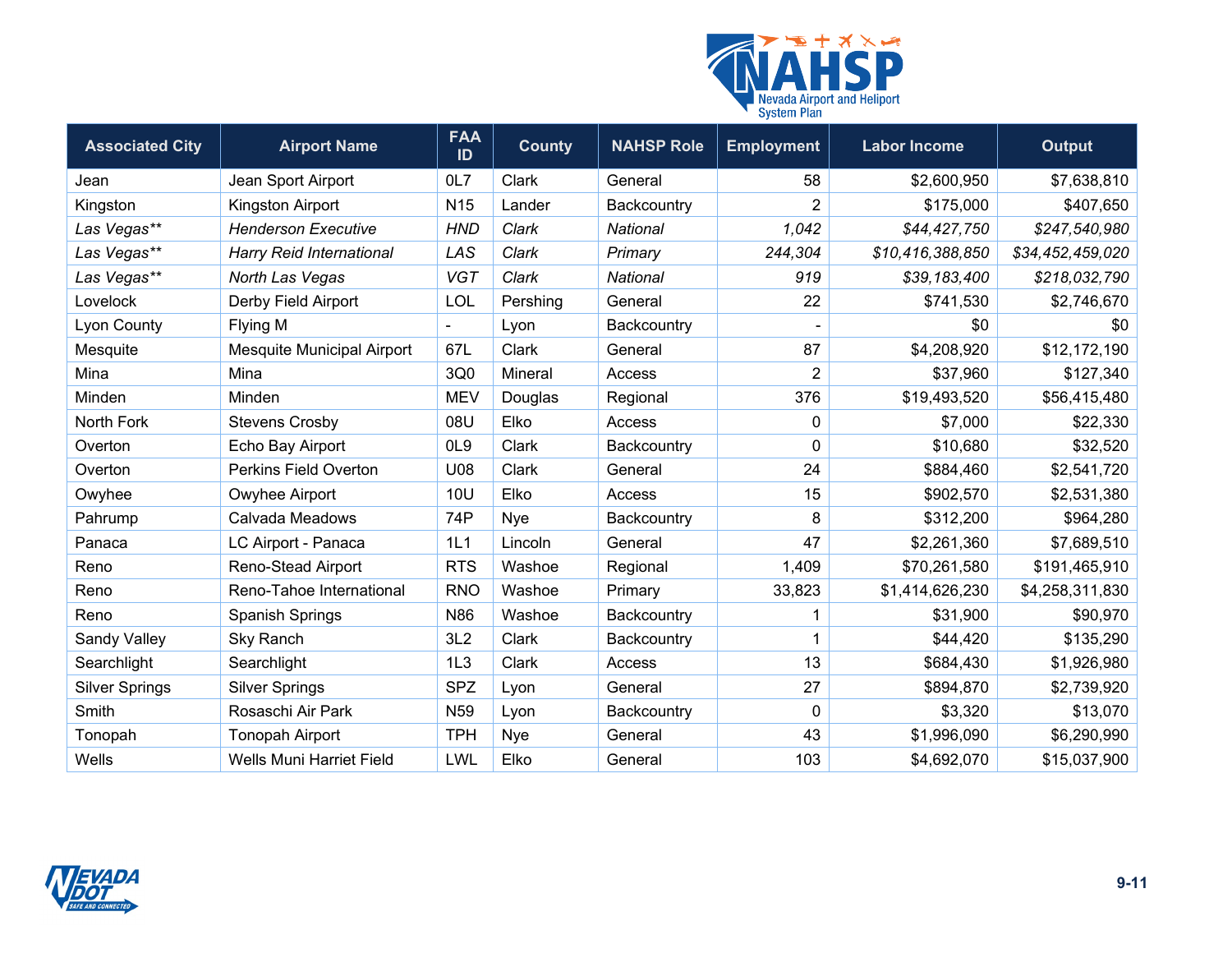| Associated City | Airport Name | FAA ID | County | NAHSP Role | Employment | Labor Income | Output |
|---|---|---|---|---|---|---|---|
| Jean | Jean Sport Airport | 0L7 | Clark | General | 58 | $2,600,950 | $7,638,810 |
| Kingston | Kingston Airport | N15 | Lander | Backcountry | 2 | $175,000 | $407,650 |
| *Las Vegas*** | *Henderson Executive* | *HND* | *Clark* | *National* | *1,042* | *$44,427,750* | *$247,540,980* |
| *Las Vegas*** | *Harry Reid International* | *LAS* | *Clark* | *Primary* | *244,304* | *$10,416,388,850* | *$34,452,459,020* |
| *Las Vegas*** | *North Las Vegas* | *VGT* | *Clark* | *National* | *919* | *$39,183,400* | *$218,032,790* |
| Lovelock | Derby Field Airport | LOL | Pershing | General | 22 | $741,530 | $2,746,670 |
| Lyon County | Flying M | - | Lyon | Backcountry | - | $0 | $0 |
| Mesquite | Mesquite Municipal Airport | 67L | Clark | General | 87 | $4,208,920 | $12,172,190 |
| Mina | Mina | 3Q0 | Mineral | Access | 2 | $37,960 | $127,340 |
| Minden | Minden | MEV | Douglas | Regional | 376 | $19,493,520 | $56,415,480 |
| North Fork | Stevens Crosby | 08U | Elko | Access | 0 | $7,000 | $22,330 |
| Overton | Echo Bay Airport | 0L9 | Clark | Backcountry | 0 | $10,680 | $32,520 |
| Overton | Perkins Field Overton | U08 | Clark | General | 24 | $884,460 | $2,541,720 |
| Owyhee | Owyhee Airport | 10U | Elko | Access | 15 | $902,570 | $2,531,380 |
| Pahrump | Calvada Meadows | 74P | Nye | Backcountry | 8 | $312,200 | $964,280 |
| Panaca | LC Airport - Panaca | 1L1 | Lincoln | General | 47 | $2,261,360 | $7,689,510 |
| Reno | Reno-Stead Airport | RTS | Washoe | Regional | 1,409 | $70,261,580 | $191,465,910 |
| Reno | Reno-Tahoe International | RNO | Washoe | Primary | 33,823 | $1,414,626,230 | $4,258,311,830 |
| Reno | Spanish Springs | N86 | Washoe | Backcountry | 1 | $31,900 | $90,970 |
| Sandy Valley | Sky Ranch | 3L2 | Clark | Backcountry | 1 | $44,420 | $135,290 |
| Searchlight | Searchlight | 1L3 | Clark | Access | 13 | $684,430 | $1,926,980 |
| Silver Springs | Silver Springs | SPZ | Lyon | General | 27 | $894,870 | $2,739,920 |
| Smith | Rosaschi Air Park | N59 | Lyon | Backcountry | 0 | $3,320 | $13,070 |
| Tonopah | Tonopah Airport | TPH | Nye | General | 43 | $1,996,090 | $6,290,990 |
| Wells | Wells Muni Harriet Field | LWL | Elko | General | 103 | $4,692,070 | $15,037,900 |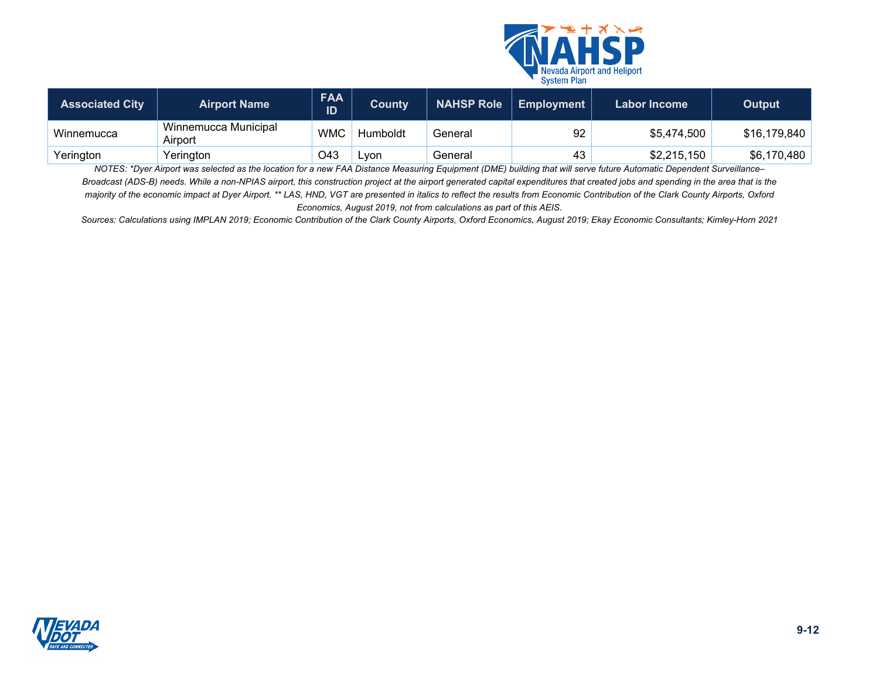| Associated City | Airport Name | FAA ID | County | NAHSP Role | Employment | Labor Income | Output |
|---|---|---|---|---|---|---|---|
| Winnemucca | Winnemucca Municipal Airport | WMC | Humboldt | General | 92 | $5,474,500 | $16,179,840 |
| Yerington | Yerington | O43 | Lyon | General | 43 | $2,215,150 | $6,170,480 |

*NOTES: *Dyer Airport was selected as the location for a new FAA Distance Measuring Equipment (DME) building that will serve future Automatic Dependent Surveillance–Broadcast (ADS-B) needs. While a non-NPIAS airport, this construction project at the airport generated capital expenditures that created jobs and spending in the area that is the majority of the economic impact at Dyer Airport. ** LAS, HND, VGT are presented in italics to reflect the results from Economic Contribution of the Clark County Airports, Oxford Economics, August 2019, not from calculations as part of this AEIS.*

*Sources: Calculations using IMPLAN 2019; Economic Contribution of the Clark County Airports, Oxford Economics, August 2019; Ekay Economic Consultants; Kimley-Horn 2021*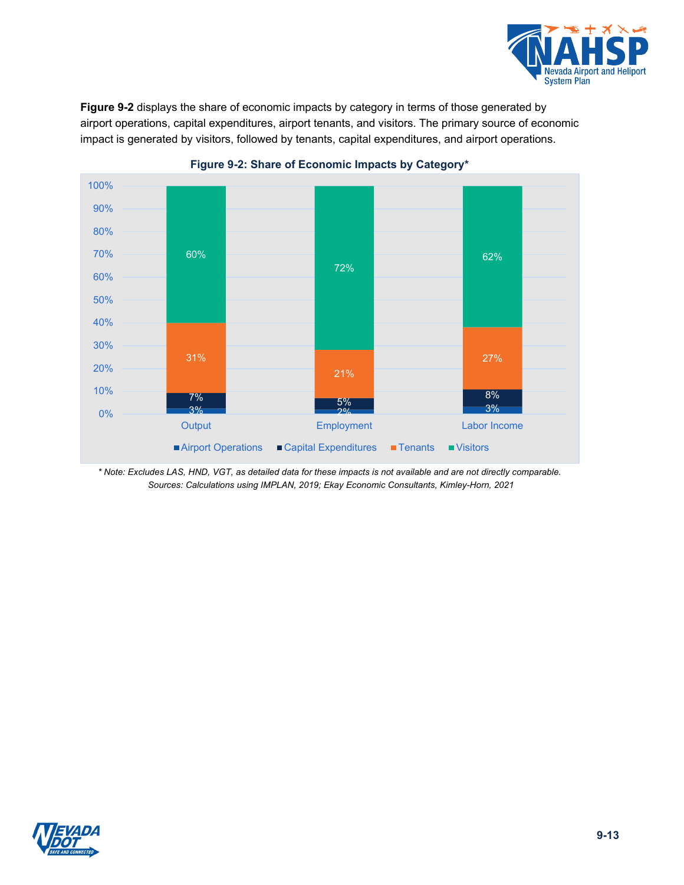**Figure 9-2** displays the share of economic impacts by category in terms of those generated by airport operations, capital expenditures, airport tenants, and visitors. The primary source of economic impact is generated by visitors, followed by tenants, capital expenditures, and airport operations.

**Figure 9-2: Share of Economic Impacts by Category***

| | Output | Employment | Labor Income |
|---|---|---|---|
| Airport Operations | 3% | 2% | 3% |
| Capital Expenditures | 7% | 5% | 8% |
| Tenants | 31% | 21% | 27% |
| Visitors | 60% | 72% | 62% |

*\* Note: Excludes LAS, HND, VGT, as detailed data for these impacts is not available and are not directly comparable.*
*Sources: Calculations using IMPLAN, 2019; Ekay Economic Consultants, Kimley-Horn, 2021*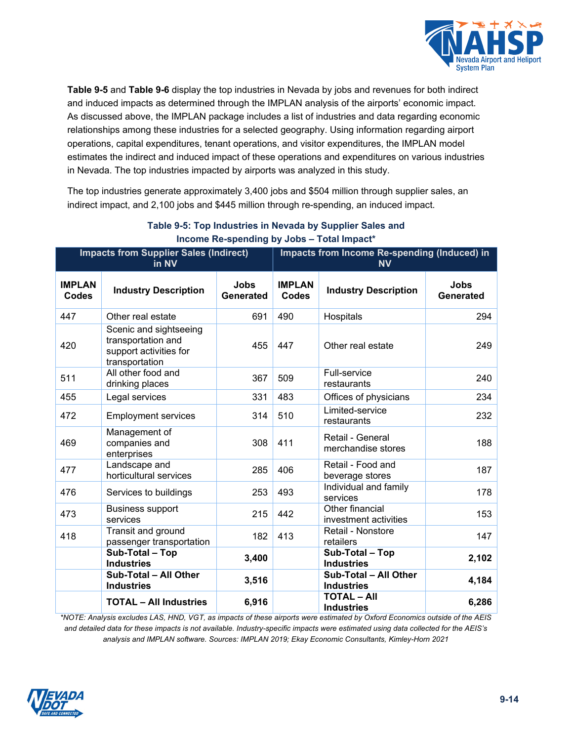**Table 9-5** and **Table 9-6** display the top industries in Nevada by jobs and revenues for both indirect and induced impacts as determined through the IMPLAN analysis of the airports' economic impact. As discussed above, the IMPLAN package includes a list of industries and data regarding economic relationships among these industries for a selected geography. Using information regarding airport operations, capital expenditures, tenant operations, and visitor expenditures, the IMPLAN model estimates the indirect and induced impact of these operations and expenditures on various industries in Nevada. The top industries impacted by airports was analyzed in this study.

The top industries generate approximately 3,400 jobs and $504 million through supplier sales, an indirect impact, and 2,100 jobs and $445 million through re-spending, an induced impact.

**Table 9-5: Top Industries in Nevada by Supplier Sales and Income Re-spending by Jobs – Total Impact***

| Impacts from Supplier Sales (Indirect) in NV | | | Impacts from Income Re-spending (Induced) in NV | | |
|---|---|---|---|---|---|
| **IMPLAN Codes** | **Industry Description** | **Jobs Generated** | **IMPLAN Codes** | **Industry Description** | **Jobs Generated** |
| 447 | Other real estate | 691 | 490 | Hospitals | 294 |
| 420 | Scenic and sightseeing transportation and support activities for transportation | 455 | 447 | Other real estate | 249 |
| 511 | All other food and drinking places | 367 | 509 | Full-service restaurants | 240 |
| 455 | Legal services | 331 | 483 | Offices of physicians | 234 |
| 472 | Employment services | 314 | 510 | Limited-service restaurants | 232 |
| 469 | Management of companies and enterprises | 308 | 411 | Retail - General merchandise stores | 188 |
| 477 | Landscape and horticultural services | 285 | 406 | Retail - Food and beverage stores | 187 |
| 476 | Services to buildings | 253 | 493 | Individual and family services | 178 |
| 473 | Business support services | 215 | 442 | Other financial investment activities | 153 |
| 418 | Transit and ground passenger transportation | 182 | 413 | Retail - Nonstore retailers | 147 |
| | **Sub-Total – Top Industries** | **3,400** | | **Sub-Total – Top Industries** | **2,102** |
| | **Sub-Total – All Other Industries** | **3,516** | | **Sub-Total – All Other Industries** | **4,184** |
| | **TOTAL – All Industries** | **6,916** | | **TOTAL – All Industries** | **6,286** |

*\*NOTE: Analysis excludes LAS, HND, VGT, as impacts of these airports were estimated by Oxford Economics outside of the AEIS and detailed data for these impacts is not available. Industry-specific impacts were estimated using data collected for the AEIS's analysis and IMPLAN software. Sources: IMPLAN 2019; Ekay Economic Consultants, Kimley-Horn 2021*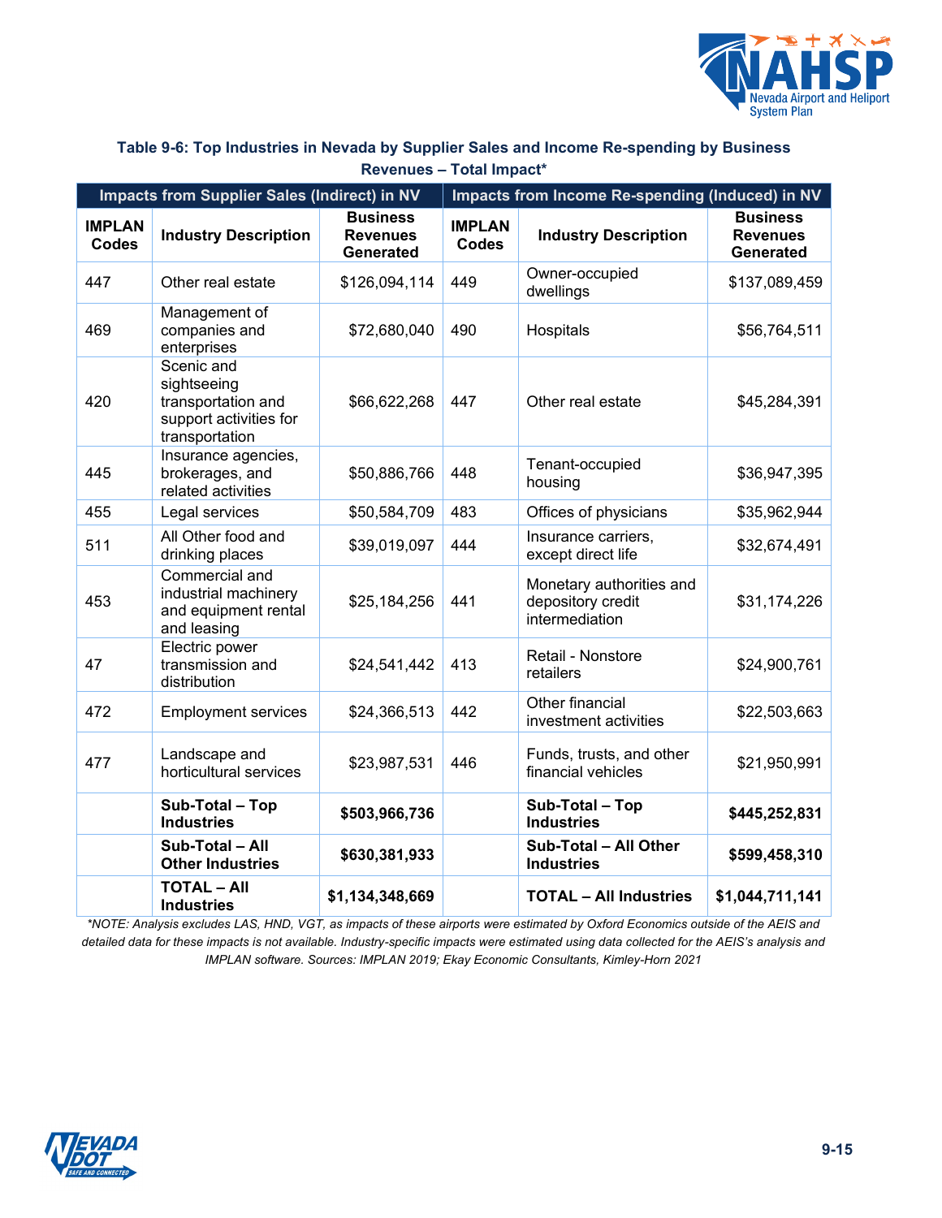**Table 9-6: Top Industries in Nevada by Supplier Sales and Income Re-spending by Business Revenues – Total Impact***

| Impacts from Supplier Sales (Indirect) in NV | | | Impacts from Income Re-spending (Induced) in NV | | |
|---|---|---|---|---|---|
| **IMPLAN Codes** | **Industry Description** | **Business Revenues Generated** | **IMPLAN Codes** | **Industry Description** | **Business Revenues Generated** |
| 447 | Other real estate | $126,094,114 | 449 | Owner-occupied dwellings | $137,089,459 |
| 469 | Management of companies and enterprises | $72,680,040 | 490 | Hospitals | $56,764,511 |
| 420 | Scenic and sightseeing transportation and support activities for transportation | $66,622,268 | 447 | Other real estate | $45,284,391 |
| 445 | Insurance agencies, brokerages, and related activities | $50,886,766 | 448 | Tenant-occupied housing | $36,947,395 |
| 455 | Legal services | $50,584,709 | 483 | Offices of physicians | $35,962,944 |
| 511 | All Other food and drinking places | $39,019,097 | 444 | Insurance carriers, except direct life | $32,674,491 |
| 453 | Commercial and industrial machinery and equipment rental and leasing | $25,184,256 | 441 | Monetary authorities and depository credit intermediation | $31,174,226 |
| 47 | Electric power transmission and distribution | $24,541,442 | 413 | Retail - Nonstore retailers | $24,900,761 |
| 472 | Employment services | $24,366,513 | 442 | Other financial investment activities | $22,503,663 |
| 477 | Landscape and horticultural services | $23,987,531 | 446 | Funds, trusts, and other financial vehicles | $21,950,991 |
| | **Sub-Total – Top Industries** | **$503,966,736** | | **Sub-Total – Top Industries** | **$445,252,831** |
| | **Sub-Total – All Other Industries** | **$630,381,933** | | **Sub-Total – All Other Industries** | **$599,458,310** |
| | **TOTAL – All Industries** | **$1,134,348,669** | | **TOTAL – All Industries** | **$1,044,711,141** |

*\*NOTE: Analysis excludes LAS, HND, VGT, as impacts of these airports were estimated by Oxford Economics outside of the AEIS and detailed data for these impacts is not available. Industry-specific impacts were estimated using data collected for the AEIS's analysis and IMPLAN software. Sources: IMPLAN 2019; Ekay Economic Consultants, Kimley-Horn 2021*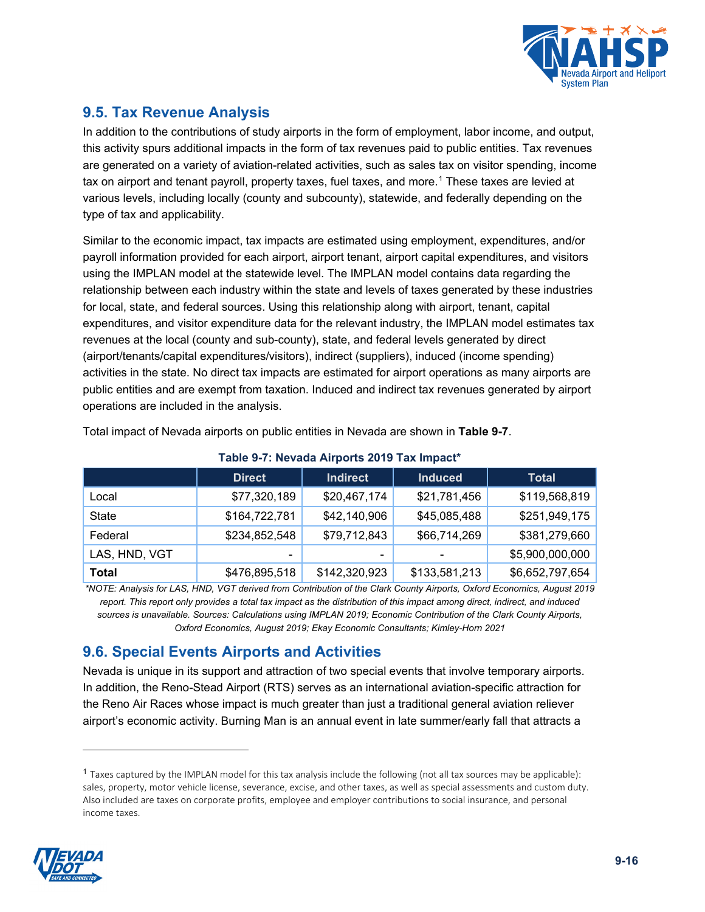## 9.5. Tax Revenue Analysis

In addition to the contributions of study airports in the form of employment, labor income, and output, this activity spurs additional impacts in the form of tax revenues paid to public entities. Tax revenues are generated on a variety of aviation-related activities, such as sales tax on visitor spending, income tax on airport and tenant payroll, property taxes, fuel taxes, and more.[1] These taxes are levied at various levels, including locally (county and subcounty), statewide, and federally depending on the type of tax and applicability.

Similar to the economic impact, tax impacts are estimated using employment, expenditures, and/or payroll information provided for each airport, airport tenant, airport capital expenditures, and visitors using the IMPLAN model at the statewide level. The IMPLAN model contains data regarding the relationship between each industry within the state and levels of taxes generated by these industries for local, state, and federal sources. Using this relationship along with airport, tenant, capital expenditures, and visitor expenditure data for the relevant industry, the IMPLAN model estimates tax revenues at the local (county and sub-county), state, and federal levels generated by direct (airport/tenants/capital expenditures/visitors), indirect (suppliers), induced (income spending) activities in the state. No direct tax impacts are estimated for airport operations as many airports are public entities and are exempt from taxation. Induced and indirect tax revenues generated by airport operations are included in the analysis.

Total impact of Nevada airports on public entities in Nevada are shown in **Table 9-7**.

**Table 9-7: Nevada Airports 2019 Tax Impact***

| | Direct | Indirect | Induced | Total |
|---|---|---|---|---|
| Local | $77,320,189 | $20,467,174 | $21,781,456 | $119,568,819 |
| State | $164,722,781 | $42,140,906 | $45,085,488 | $251,949,175 |
| Federal | $234,852,548 | $79,712,843 | $66,714,269 | $381,279,660 |
| LAS, HND, VGT | - | - | - | $5,900,000,000 |
| **Total** | $476,895,518 | $142,320,923 | $133,581,213 | $6,652,797,654 |

*\*NOTE: Analysis for LAS, HND, VGT derived from Contribution of the Clark County Airports, Oxford Economics, August 2019 report. This report only provides a total tax impact as the distribution of this impact among direct, indirect, and induced sources is unavailable. Sources: Calculations using IMPLAN 2019; Economic Contribution of the Clark County Airports, Oxford Economics, August 2019; Ekay Economic Consultants; Kimley-Horn 2021*

## 9.6. Special Events Airports and Activities

Nevada is unique in its support and attraction of two special events that involve temporary airports. In addition, the Reno-Stead Airport (RTS) serves as an international aviation-specific attraction for the Reno Air Races whose impact is much greater than just a traditional general aviation reliever airport's economic activity. Burning Man is an annual event in late summer/early fall that attracts a

[1] Taxes captured by the IMPLAN model for this tax analysis include the following (not all tax sources may be applicable): sales, property, motor vehicle license, severance, excise, and other taxes, as well as special assessments and custom duty. Also included are taxes on corporate profits, employee and employer contributions to social insurance, and personal income taxes.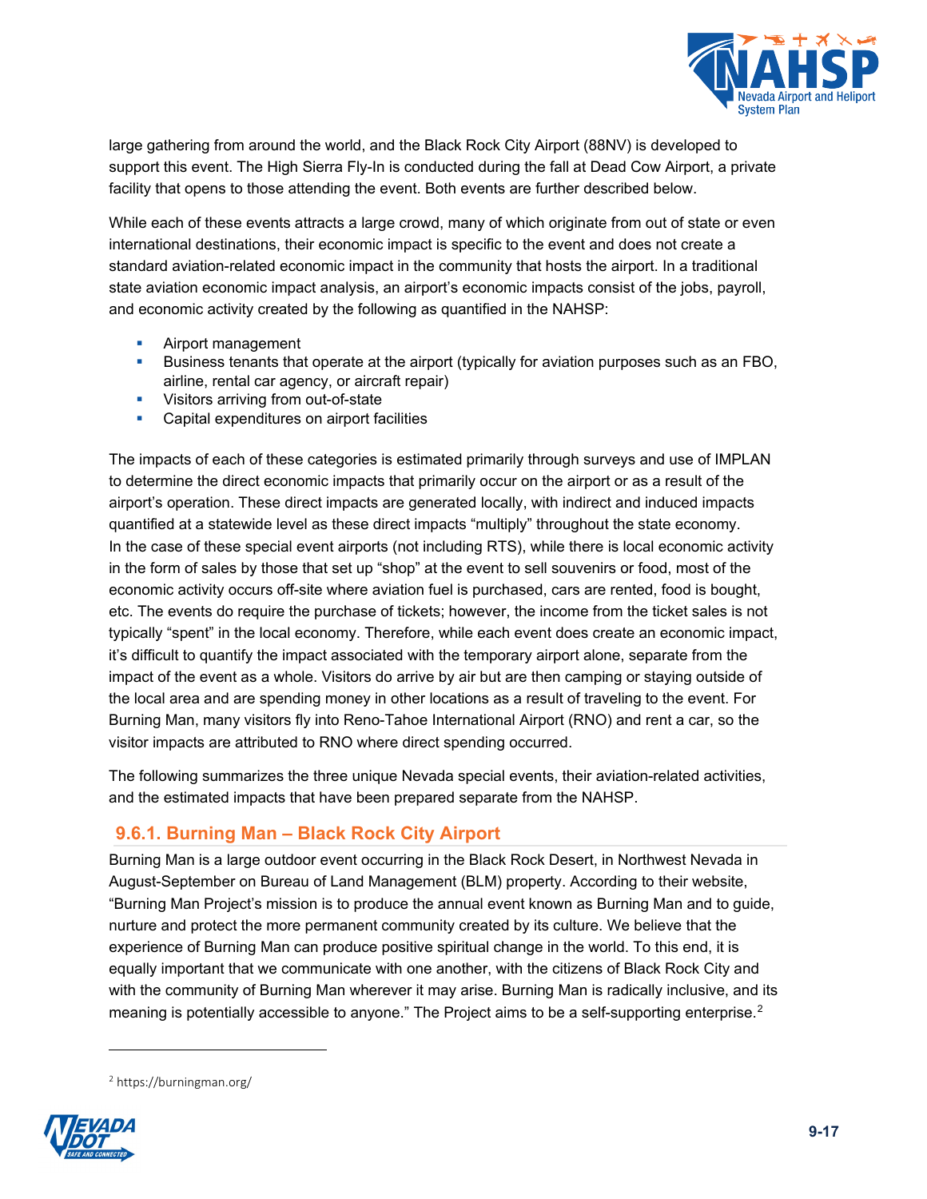large gathering from around the world, and the Black Rock City Airport (88NV) is developed to support this event. The High Sierra Fly-In is conducted during the fall at Dead Cow Airport, a private facility that opens to those attending the event. Both events are further described below.

While each of these events attracts a large crowd, many of which originate from out of state or even international destinations, their economic impact is specific to the event and does not create a standard aviation-related economic impact in the community that hosts the airport. In a traditional state aviation economic impact analysis, an airport's economic impacts consist of the jobs, payroll, and economic activity created by the following as quantified in the NAHSP:

- Airport management
- Business tenants that operate at the airport (typically for aviation purposes such as an FBO, airline, rental car agency, or aircraft repair)
- Visitors arriving from out-of-state
- Capital expenditures on airport facilities

The impacts of each of these categories is estimated primarily through surveys and use of IMPLAN to determine the direct economic impacts that primarily occur on the airport or as a result of the airport's operation. These direct impacts are generated locally, with indirect and induced impacts quantified at a statewide level as these direct impacts "multiply" throughout the state economy. In the case of these special event airports (not including RTS), while there is local economic activity in the form of sales by those that set up "shop" at the event to sell souvenirs or food, most of the economic activity occurs off-site where aviation fuel is purchased, cars are rented, food is bought, etc. The events do require the purchase of tickets; however, the income from the ticket sales is not typically "spent" in the local economy. Therefore, while each event does create an economic impact, it's difficult to quantify the impact associated with the temporary airport alone, separate from the impact of the event as a whole. Visitors do arrive by air but are then camping or staying outside of the local area and are spending money in other locations as a result of traveling to the event. For Burning Man, many visitors fly into Reno-Tahoe International Airport (RNO) and rent a car, so the visitor impacts are attributed to RNO where direct spending occurred.

The following summarizes the three unique Nevada special events, their aviation-related activities, and the estimated impacts that have been prepared separate from the NAHSP.

### 9.6.1. Burning Man – Black Rock City Airport

Burning Man is a large outdoor event occurring in the Black Rock Desert, in Northwest Nevada in August-September on Bureau of Land Management (BLM) property. According to their website, "Burning Man Project's mission is to produce the annual event known as Burning Man and to guide, nurture and protect the more permanent community created by its culture. We believe that the experience of Burning Man can produce positive spiritual change in the world. To this end, it is equally important that we communicate with one another, with the citizens of Black Rock City and with the community of Burning Man wherever it may arise. Burning Man is radically inclusive, and its meaning is potentially accessible to anyone." The Project aims to be a self-supporting enterprise.[2]

[2] https://burningman.org/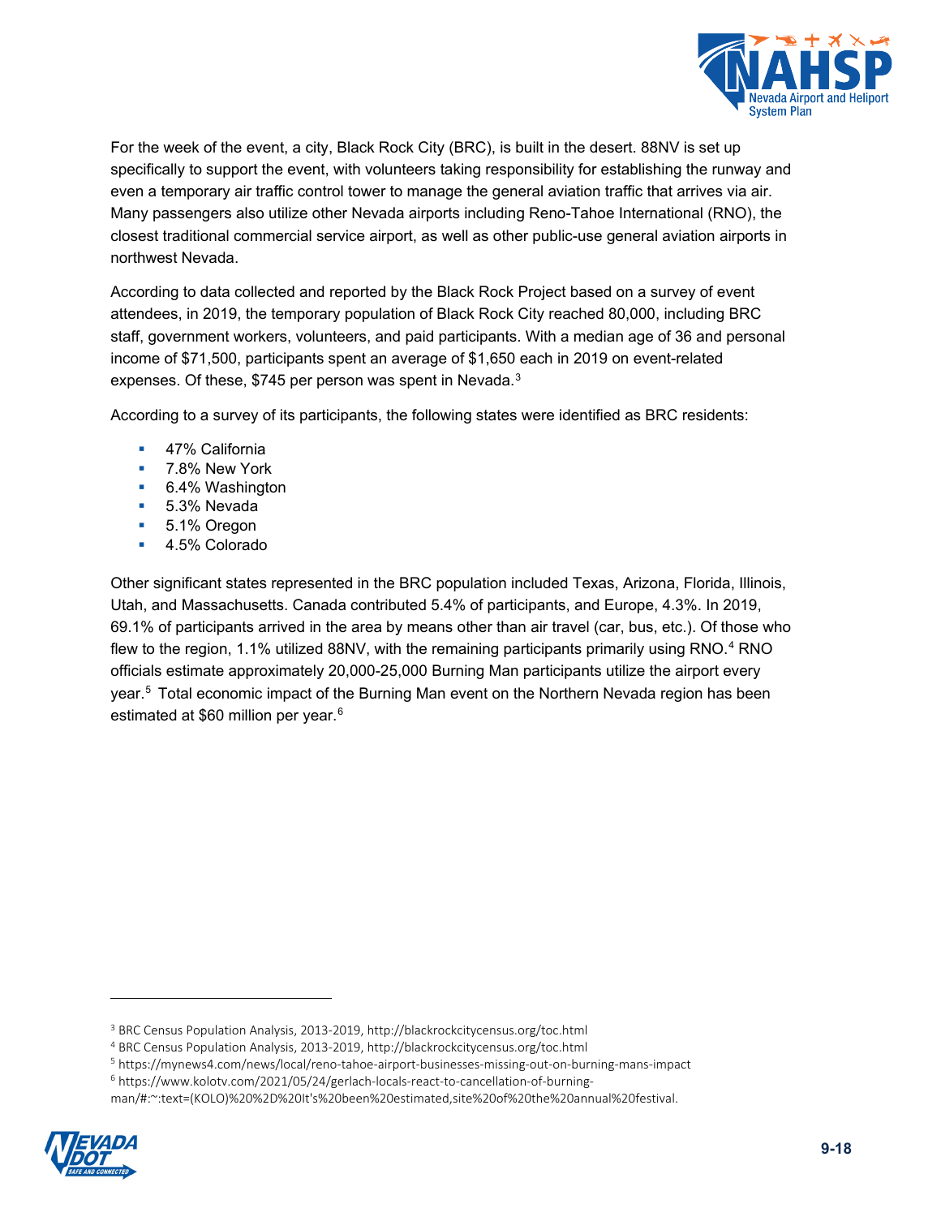For the week of the event, a city, Black Rock City (BRC), is built in the desert. 88NV is set up specifically to support the event, with volunteers taking responsibility for establishing the runway and even a temporary air traffic control tower to manage the general aviation traffic that arrives via air. Many passengers also utilize other Nevada airports including Reno-Tahoe International (RNO), the closest traditional commercial service airport, as well as other public-use general aviation airports in northwest Nevada.

According to data collected and reported by the Black Rock Project based on a survey of event attendees, in 2019, the temporary population of Black Rock City reached 80,000, including BRC staff, government workers, volunteers, and paid participants. With a median age of 36 and personal income of $71,500, participants spent an average of $1,650 each in 2019 on event-related expenses. Of these, $745 per person was spent in Nevada.[3]

According to a survey of its participants, the following states were identified as BRC residents:

- 47% California
- 7.8% New York
- 6.4% Washington
- 5.3% Nevada
- 5.1% Oregon
- 4.5% Colorado

Other significant states represented in the BRC population included Texas, Arizona, Florida, Illinois, Utah, and Massachusetts. Canada contributed 5.4% of participants, and Europe, 4.3%. In 2019, 69.1% of participants arrived in the area by means other than air travel (car, bus, etc.). Of those who flew to the region, 1.1% utilized 88NV, with the remaining participants primarily using RNO.[4] RNO officials estimate approximately 20,000-25,000 Burning Man participants utilize the airport every year.[5] Total economic impact of the Burning Man event on the Northern Nevada region has been estimated at $60 million per year.[6]

---

[3] BRC Census Population Analysis, 2013-2019, http://blackrockcitycensus.org/toc.html

[4] BRC Census Population Analysis, 2013-2019, http://blackrockcitycensus.org/toc.html

[5] https://mynews4.com/news/local/reno-tahoe-airport-businesses-missing-out-on-burning-mans-impact

[6] https://www.kolotv.com/2021/05/24/gerlach-locals-react-to-cancellation-of-burning-man/#:~:text=(KOLO)%20%2D%20It's%20been%20estimated,site%20of%20the%20annual%20festival.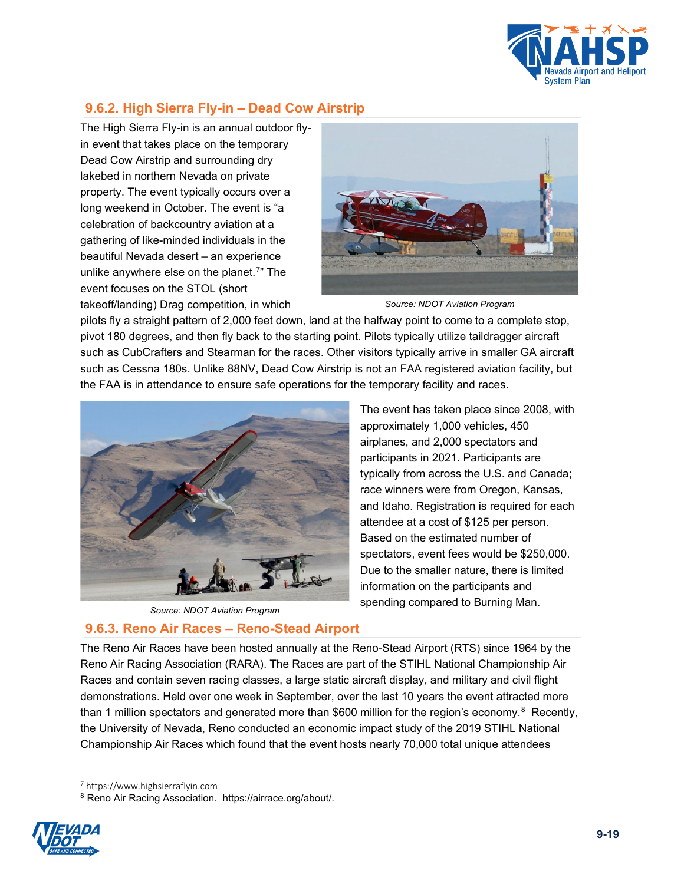### 9.6.2. High Sierra Fly-in – Dead Cow Airstrip

The High Sierra Fly-in is an annual outdoor fly-in event that takes place on the temporary Dead Cow Airstrip and surrounding dry lakebed in northern Nevada on private property. The event typically occurs over a long weekend in October. The event is "a celebration of backcountry aviation at a gathering of like-minded individuals in the beautiful Nevada desert – an experience unlike anywhere else on the planet.[7]" The event focuses on the STOL (short takeoff/landing) Drag competition, in which pilots fly a straight pattern of 2,000 feet down, land at the halfway point to come to a complete stop, pivot 180 degrees, and then fly back to the starting point. Pilots typically utilize taildragger aircraft such as CubCrafters and Stearman for the races. Other visitors typically arrive in smaller GA aircraft such as Cessna 180s. Unlike 88NV, Dead Cow Airstrip is not an FAA registered aviation facility, but the FAA is in attendance to ensure safe operations for the temporary facility and races.

*Source: NDOT Aviation Program*

The event has taken place since 2008, with approximately 1,000 vehicles, 450 airplanes, and 2,000 spectators and participants in 2021. Participants are typically from across the U.S. and Canada; race winners were from Oregon, Kansas, and Idaho. Registration is required for each attendee at a cost of $125 per person. Based on the estimated number of spectators, event fees would be $250,000. Due to the smaller nature, there is limited information on the participants and spending compared to Burning Man.

*Source: NDOT Aviation Program*

### 9.6.3. Reno Air Races – Reno-Stead Airport

The Reno Air Races have been hosted annually at the Reno-Stead Airport (RTS) since 1964 by the Reno Air Racing Association (RARA). The Races are part of the STIHL National Championship Air Races and contain seven racing classes, a large static aircraft display, and military and civil flight demonstrations. Held over one week in September, over the last 10 years the event attracted more than 1 million spectators and generated more than $600 million for the region's economy.[8] Recently, the University of Nevada, Reno conducted an economic impact study of the 2019 STIHL National Championship Air Races which found that the event hosts nearly 70,000 total unique attendees

---

[7] https://www.highsierraflyin.com

[8] Reno Air Racing Association. https://airrace.org/about/.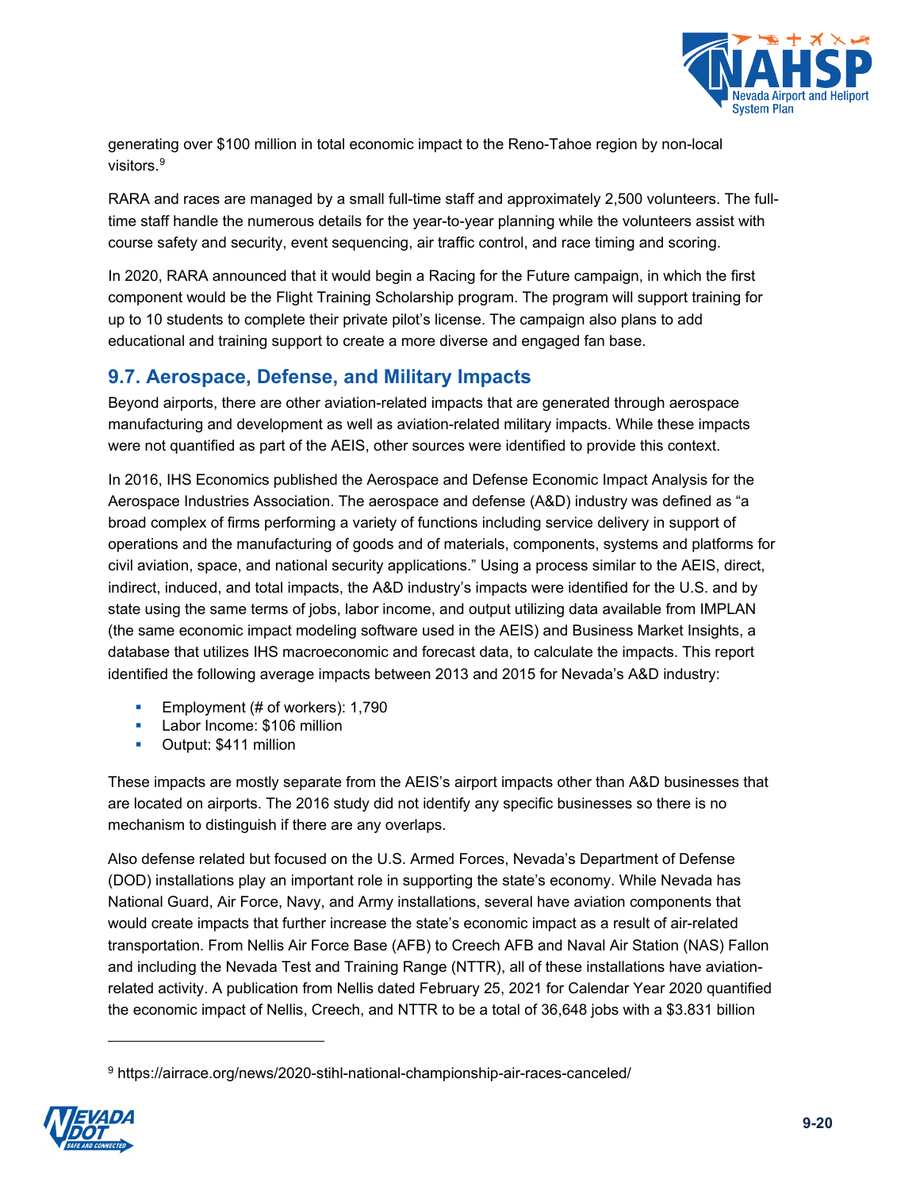generating over $100 million in total economic impact to the Reno-Tahoe region by non-local visitors.[9]

RARA and races are managed by a small full-time staff and approximately 2,500 volunteers. The full-time staff handle the numerous details for the year-to-year planning while the volunteers assist with course safety and security, event sequencing, air traffic control, and race timing and scoring.

In 2020, RARA announced that it would begin a Racing for the Future campaign, in which the first component would be the Flight Training Scholarship program. The program will support training for up to 10 students to complete their private pilot's license. The campaign also plans to add educational and training support to create a more diverse and engaged fan base.

## 9.7. Aerospace, Defense, and Military Impacts

Beyond airports, there are other aviation-related impacts that are generated through aerospace manufacturing and development as well as aviation-related military impacts. While these impacts were not quantified as part of the AEIS, other sources were identified to provide this context.

In 2016, IHS Economics published the Aerospace and Defense Economic Impact Analysis for the Aerospace Industries Association. The aerospace and defense (A&D) industry was defined as "a broad complex of firms performing a variety of functions including service delivery in support of operations and the manufacturing of goods and of materials, components, systems and platforms for civil aviation, space, and national security applications." Using a process similar to the AEIS, direct, indirect, induced, and total impacts, the A&D industry's impacts were identified for the U.S. and by state using the same terms of jobs, labor income, and output utilizing data available from IMPLAN (the same economic impact modeling software used in the AEIS) and Business Market Insights, a database that utilizes IHS macroeconomic and forecast data, to calculate the impacts. This report identified the following average impacts between 2013 and 2015 for Nevada's A&D industry:

- Employment (# of workers): 1,790
- Labor Income: $106 million
- Output: $411 million

These impacts are mostly separate from the AEIS's airport impacts other than A&D businesses that are located on airports. The 2016 study did not identify any specific businesses so there is no mechanism to distinguish if there are any overlaps.

Also defense related but focused on the U.S. Armed Forces, Nevada's Department of Defense (DOD) installations play an important role in supporting the state's economy. While Nevada has National Guard, Air Force, Navy, and Army installations, several have aviation components that would create impacts that further increase the state's economic impact as a result of air-related transportation. From Nellis Air Force Base (AFB) to Creech AFB and Naval Air Station (NAS) Fallon and including the Nevada Test and Training Range (NTTR), all of these installations have aviation-related activity. A publication from Nellis dated February 25, 2021 for Calendar Year 2020 quantified the economic impact of Nellis, Creech, and NTTR to be a total of 36,648 jobs with a $3.831 billion

[9] https://airrace.org/news/2020-stihl-national-championship-air-races-canceled/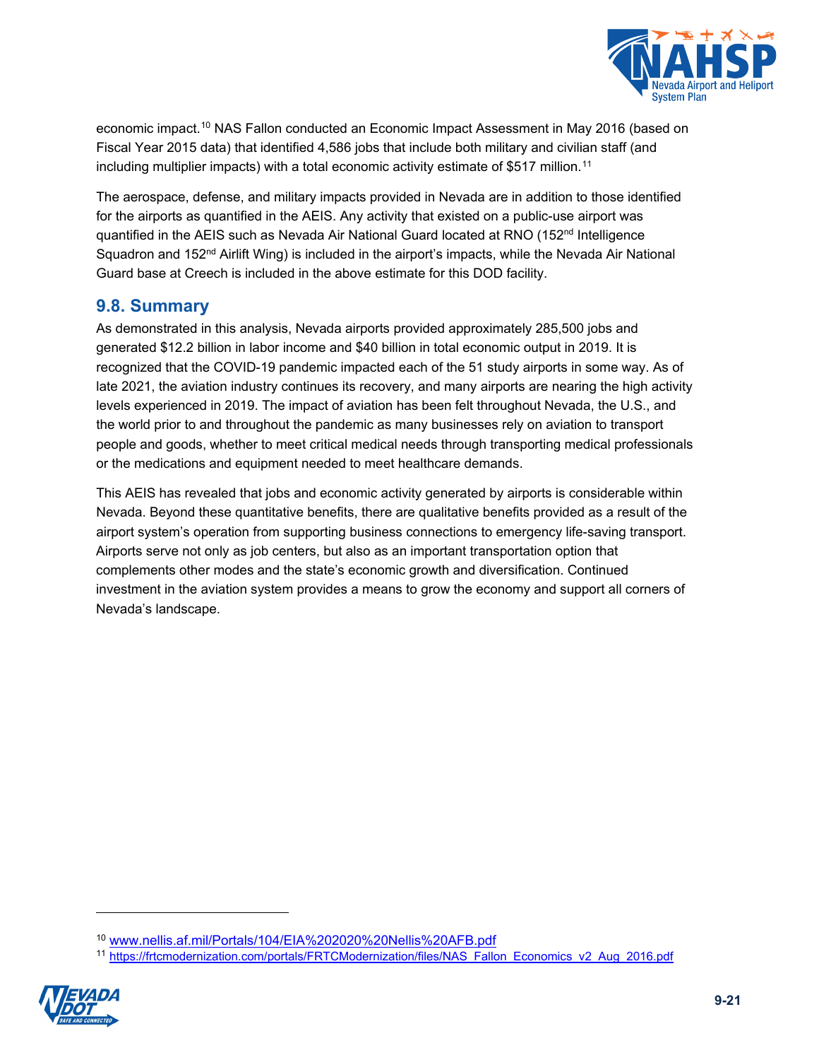economic impact.[10] NAS Fallon conducted an Economic Impact Assessment in May 2016 (based on Fiscal Year 2015 data) that identified 4,586 jobs that include both military and civilian staff (and including multiplier impacts) with a total economic activity estimate of $517 million.[11]

The aerospace, defense, and military impacts provided in Nevada are in addition to those identified for the airports as quantified in the AEIS. Any activity that existed on a public-use airport was quantified in the AEIS such as Nevada Air National Guard located at RNO (152nd Intelligence Squadron and 152nd Airlift Wing) is included in the airport's impacts, while the Nevada Air National Guard base at Creech is included in the above estimate for this DOD facility.

## 9.8. Summary

As demonstrated in this analysis, Nevada airports provided approximately 285,500 jobs and generated $12.2 billion in labor income and $40 billion in total economic output in 2019. It is recognized that the COVID-19 pandemic impacted each of the 51 study airports in some way. As of late 2021, the aviation industry continues its recovery, and many airports are nearing the high activity levels experienced in 2019. The impact of aviation has been felt throughout Nevada, the U.S., and the world prior to and throughout the pandemic as many businesses rely on aviation to transport people and goods, whether to meet critical medical needs through transporting medical professionals or the medications and equipment needed to meet healthcare demands.

This AEIS has revealed that jobs and economic activity generated by airports is considerable within Nevada. Beyond these quantitative benefits, there are qualitative benefits provided as a result of the airport system's operation from supporting business connections to emergency life-saving transport. Airports serve not only as job centers, but also as an important transportation option that complements other modes and the state's economic growth and diversification. Continued investment in the aviation system provides a means to grow the economy and support all corners of Nevada's landscape.

---

[10] www.nellis.af.mil/Portals/104/EIA%202020%20Nellis%20AFB.pdf

[11] https://frtcmodernization.com/portals/FRTCModernization/files/NAS_Fallon_Economics_v2_Aug_2016.pdf